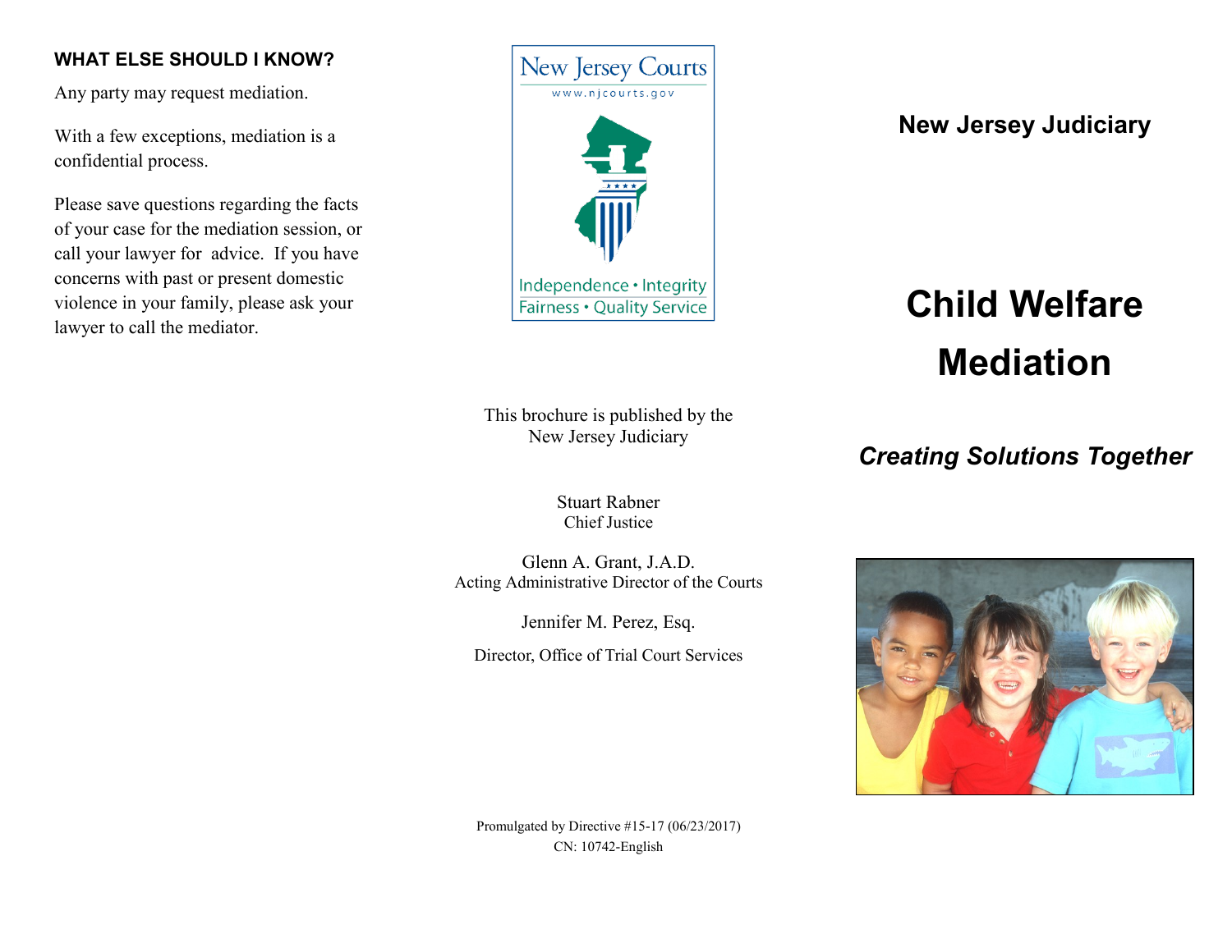## WHAT ELSE SHOULD I KNOW?

Any party may request mediation.

With a few exceptions, mediation is a confidential process.

Please save questions regarding the facts of your case for the mediation session, or call your lawyer for advice. If you have concerns with past or present domestic violence in your family, please ask your lawyer to call the mediator.

New Jersey Courts
www.njcourts.gov

Independence • Integrity
Fairness • Quality Service

This brochure is published by the
New Jersey Judiciary

Stuart Rabner
Chief Justice

Glenn A. Grant, J.A.D.
Acting Administrative Director of the Courts

Jennifer M. Perez, Esq.

Director, Office of Trial Court Services

Promulgated by Directive #15-17 (06/23/2017)
CN: 10742-English

**New Jersey Judiciary**

# Child Welfare Mediation

***Creating Solutions Together***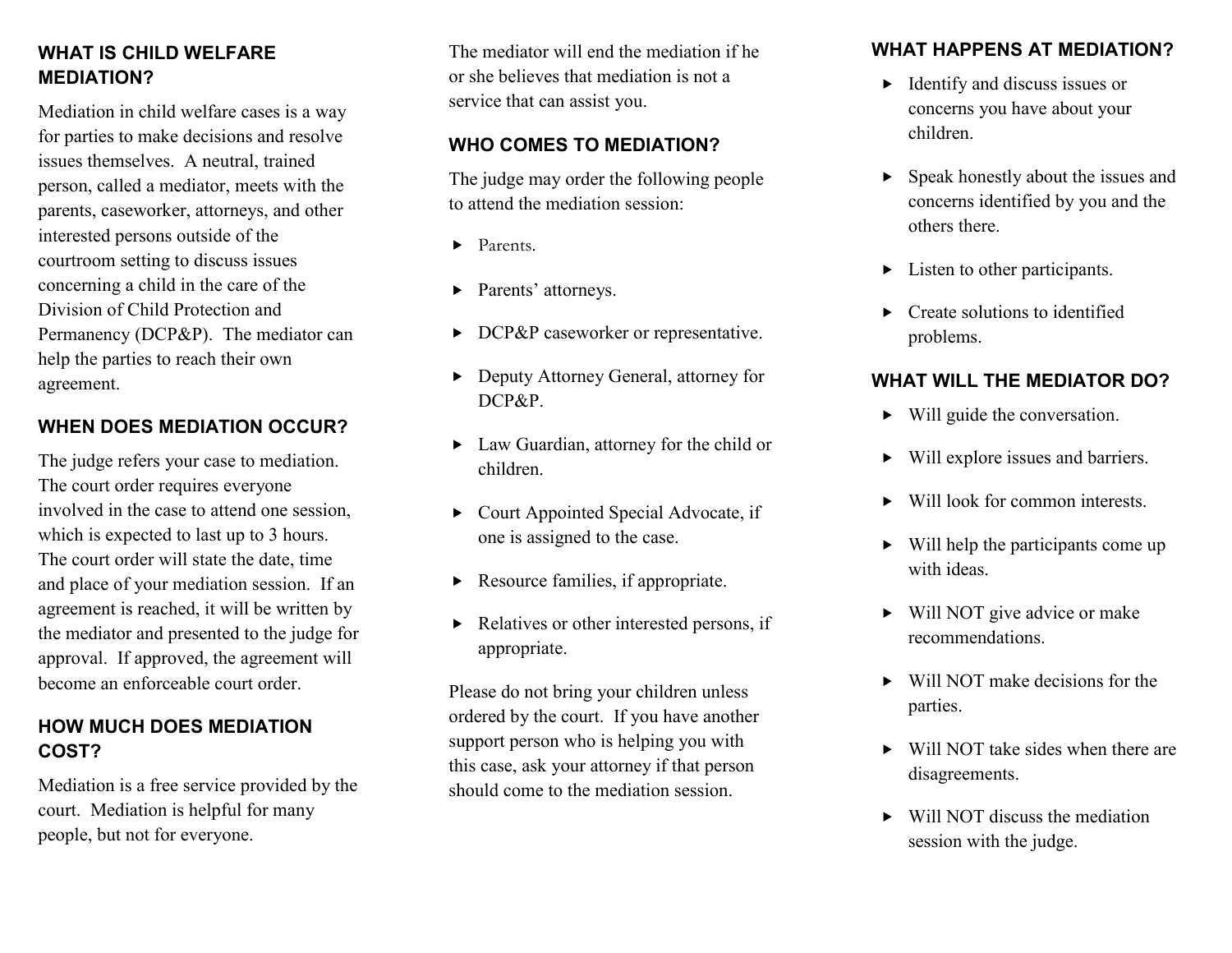## WHAT IS CHILD WELFARE MEDIATION?

Mediation in child welfare cases is a way for parties to make decisions and resolve issues themselves. A neutral, trained person, called a mediator, meets with the parents, caseworker, attorneys, and other interested persons outside of the courtroom setting to discuss issues concerning a child in the care of the Division of Child Protection and Permanency (DCP&P). The mediator can help the parties to reach their own agreement.

## WHEN DOES MEDIATION OCCUR?

The judge refers your case to mediation. The court order requires everyone involved in the case to attend one session, which is expected to last up to 3 hours. The court order will state the date, time and place of your mediation session. If an agreement is reached, it will be written by the mediator and presented to the judge for approval. If approved, the agreement will become an enforceable court order.

## HOW MUCH DOES MEDIATION COST?

Mediation is a free service provided by the court. Mediation is helpful for many people, but not for everyone. The mediator will end the mediation if he or she believes that mediation is not a service that can assist you.

## WHO COMES TO MEDIATION?

The judge may order the following people to attend the mediation session:

- Parents.
- Parents' attorneys.
- DCP&P caseworker or representative.
- Deputy Attorney General, attorney for DCP&P.
- Law Guardian, attorney for the child or children.
- Court Appointed Special Advocate, if one is assigned to the case.
- Resource families, if appropriate.
- Relatives or other interested persons, if appropriate.

Please do not bring your children unless ordered by the court. If you have another support person who is helping you with this case, ask your attorney if that person should come to the mediation session.

## WHAT HAPPENS AT MEDIATION?

- Identify and discuss issues or concerns you have about your children.
- Speak honestly about the issues and concerns identified by you and the others there.
- Listen to other participants.
- Create solutions to identified problems.

## WHAT WILL THE MEDIATOR DO?

- Will guide the conversation.
- Will explore issues and barriers.
- Will look for common interests.
- Will help the participants come up with ideas.
- Will NOT give advice or make recommendations.
- Will NOT make decisions for the parties.
- Will NOT take sides when there are disagreements.
- Will NOT discuss the mediation session with the judge.